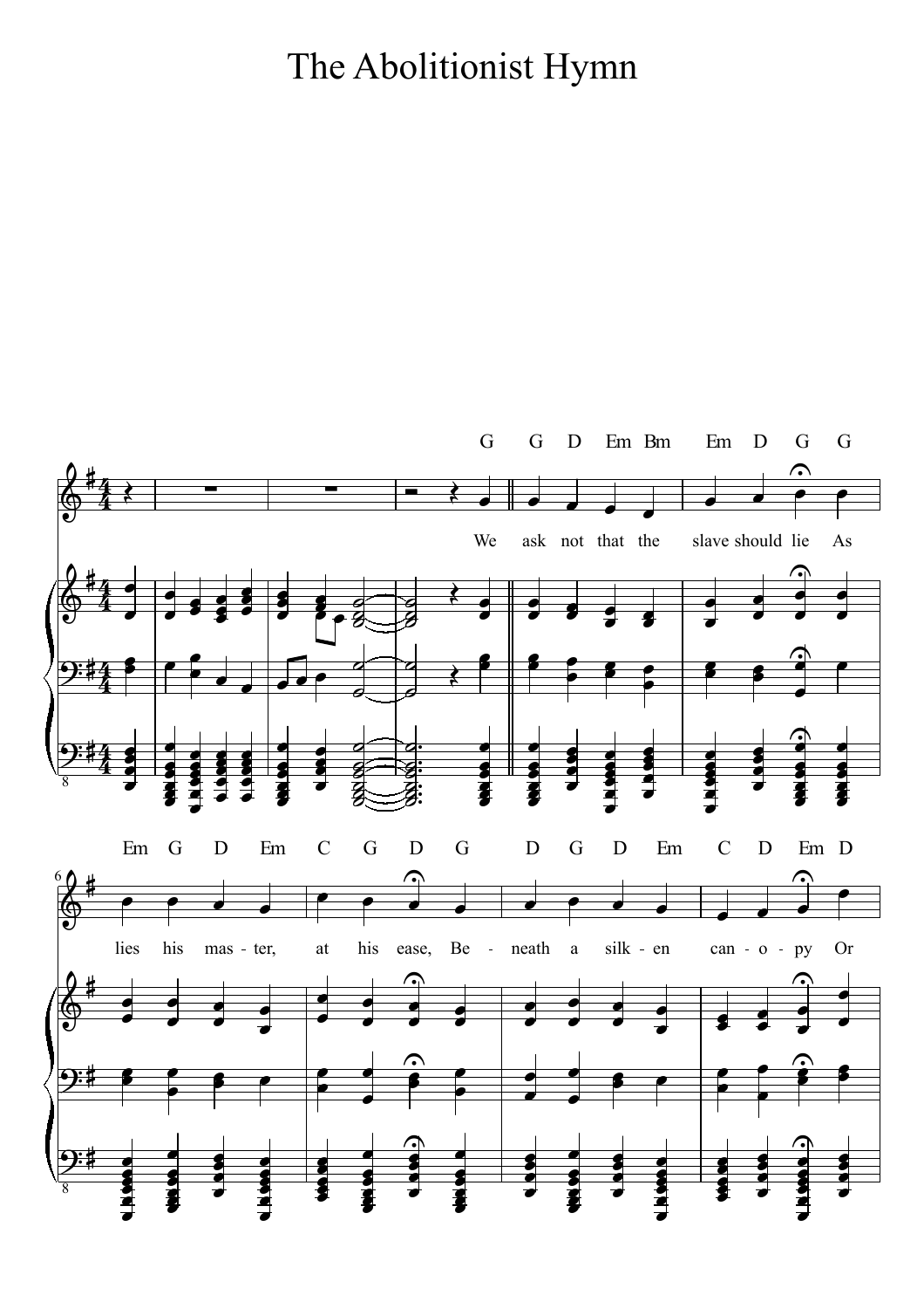# The Abolitionist Hymn

G G D Em Bm Em D G G

We ask not that the slave should lie As

Em G D Em C G D G D G D Em C D Em D

lies his mas - ter, at his ease, Be - neath a silk - en can - o - py Or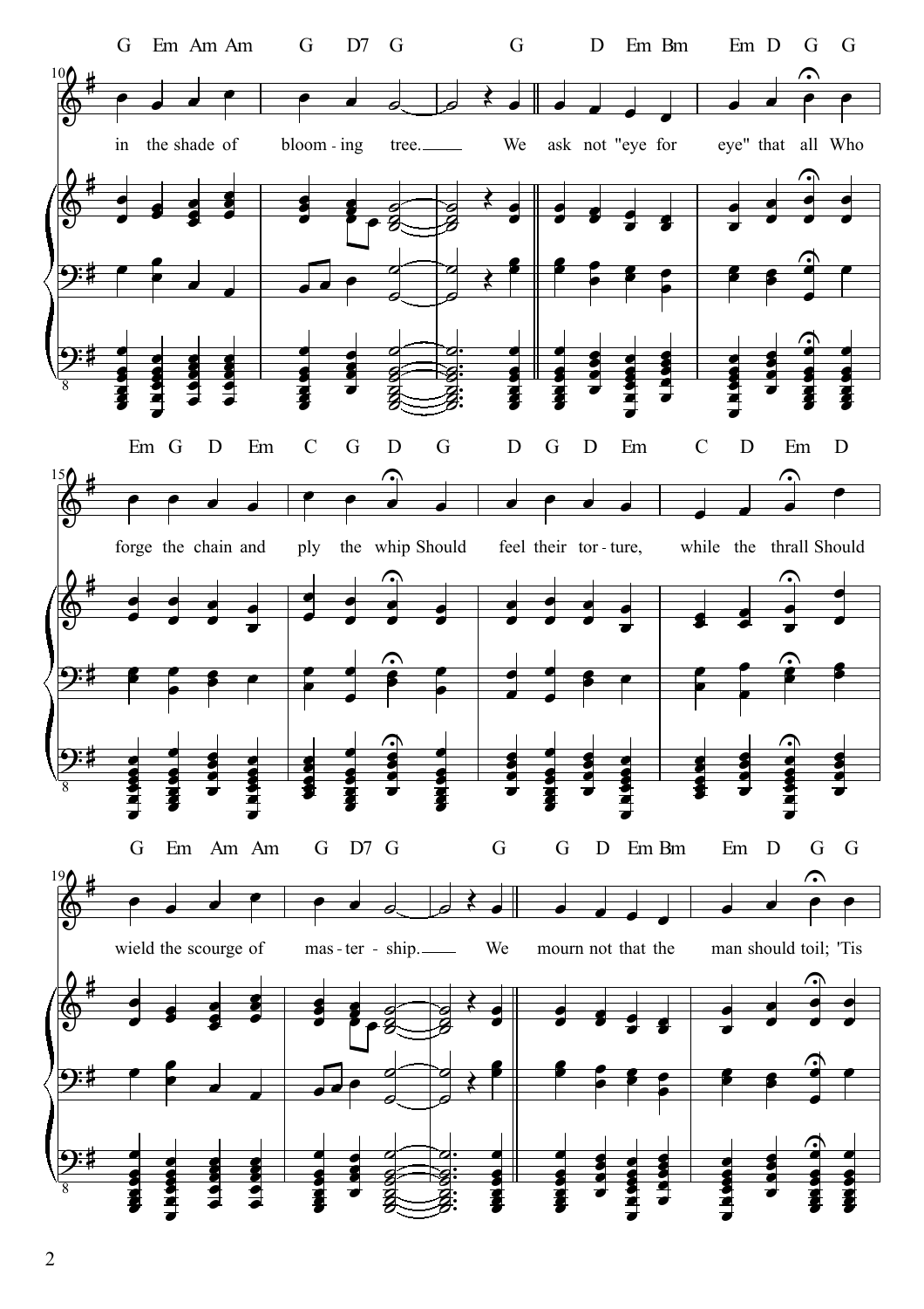G Em Am Am G D7 G G D Em Bm Em D G G

in the shade of bloom - ing tree. We ask not "eye for eye" that all Who

Em G D Em C G D G D G D Em C D Em D

forge the chain and ply the whip Should feel their tor - ture, while the thrall Should

G Em Am Am G D7 G G G D Em Bm Em D G G

wield the scourge of mas - ter - ship. We mourn not that the man should toil; 'Tis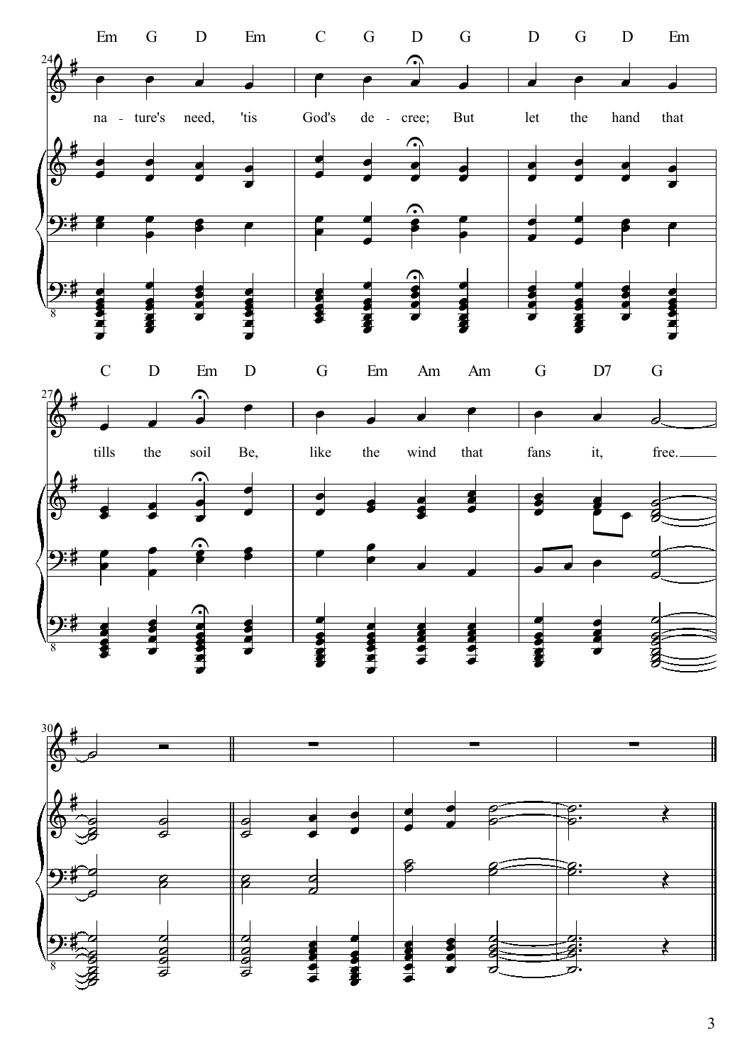Em G D Em C G D G D G D Em

na - ture's need, 'tis God's de - cree; But let the hand that

C D Em D G Em Am Am G D7 G

tills the soil Be, like the wind that fans it, free.